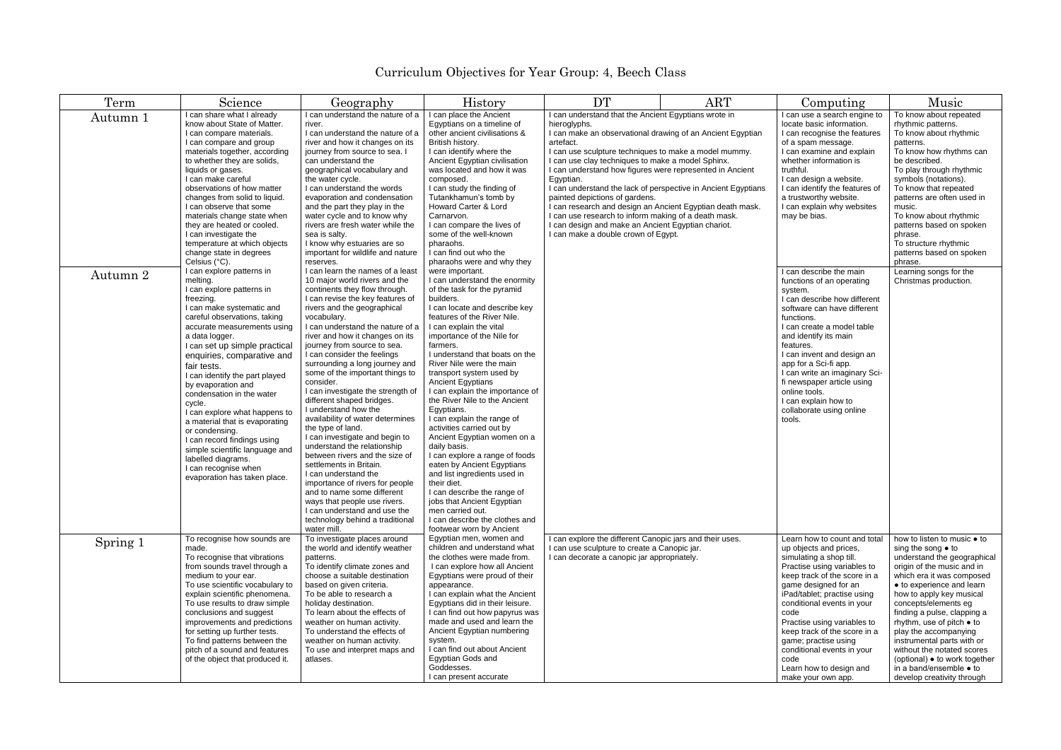# Curriculum Objectives for Year Group: 4, Beech Class

| Term | Science | Geography | History | DT | ART | Computing | Music |
|---|---|---|---|---|---|---|---|
| Autumn 1 | I can share what I already know about State of Matter.<br>I can compare materials.<br>I can compare and group materials together, according to whether they are solids, liquids or gases.<br>I can make careful observations of how matter changes from solid to liquid.<br>I can observe that some materials change state when they are heated or cooled.<br>I can investigate the temperature at which objects change state in degrees Celsius (°C). | I can understand the nature of a river.<br>I can understand the nature of a river and how it changes on its journey from source to sea. I can understand the geographical vocabulary and the water cycle.<br>I can understand the words evaporation and condensation and the part they play in the water cycle and to know why rivers are fresh water while the sea is salty.<br>I know why estuaries are so important for wildlife and nature reserves. | I can place the Ancient Egyptians on a timeline of other ancient civilisations & British history.<br>I can identify where the Ancient Egyptian civilisation was located and how it was composed.<br>I can study the finding of Tutankhamun's tomb by Howard Carter & Lord Carnarvon.<br>I can compare the lives of some of the well-known pharaohs.<br>I can find out who the pharaohs were and why they | I can understand that the Ancient Egyptians wrote in hieroglyphs.<br>I can make an observational drawing of an Ancient Egyptian artefact.<br>I can use sculpture techniques to make a model mummy.<br>I can use clay techniques to make a model Sphinx.<br>I can understand how figures were represented in Ancient Egyptian.<br>I can understand the lack of perspective in Ancient Egyptians painted depictions of gardens.<br>I can research and design an Ancient Egyptian death mask.<br>I can use research to inform making of a death mask.<br>I can design and make an Ancient Egyptian chariot.<br>I can make a double crown of Egypt. | | I can use a search engine to locate basic information.<br>I can recognise the features of a spam message.<br>I can examine and explain whether information is truthful.<br>I can design a website.<br>I can identify the features of a trustworthy website.<br>I can explain why websites may be bias. | To know about repeated rhythmic patterns.<br>To know about rhythmic patterns.<br>To know how rhythms can be described.<br>To play through rhythmic symbols (notations).<br>To know that repeated patterns are often used in music.<br>To know about rhythmic patterns based on spoken phrase.<br>To structure rhythmic patterns based on spoken phrase. |
| Autumn 2 | I can explore patterns in melting.<br>I can explore patterns in freezing.<br>I can make systematic and careful observations, taking accurate measurements using a data logger.<br>I can set up simple practical enquiries, comparative and fair tests.<br>I can identify the part played by evaporation and condensation in the water cycle.<br>I can explore what happens to a material that is evaporating or condensing.<br>I can record findings using simple scientific language and labelled diagrams.<br>I can recognise when evaporation has taken place. | I can learn the names of a least 10 major world rivers and the continents they flow through.<br>I can revise the key features of rivers and the geographical vocabulary.<br>I can understand the nature of a river and how it changes on its journey from source to sea.<br>I can consider the feelings surrounding a long journey and some of the important things to consider.<br>I can investigate the strength of different shaped bridges.<br>I understand how the availability of water determines the type of land.<br>I can investigate and begin to understand the relationship between rivers and the size of settlements in Britain.<br>I can understand the importance of rivers for people and to name some different ways that people use rivers.<br>I can understand and use the technology behind a traditional water mill. | were important.<br>I can understand the enormity of the task for the pyramid builders.<br>I can locate and describe key features of the River Nile.<br>I can explain the vital importance of the Nile for farmers.<br>I understand that boats on the River Nile were the main transport system used by Ancient Egyptians<br>I can explain the importance of the River Nile to the Ancient Egyptians.<br>I can explain the range of activities carried out by Ancient Egyptian women on a daily basis.<br>I can explore a range of foods eaten by Ancient Egyptians and list ingredients used in their diet.<br>I can describe the range of jobs that Ancient Egyptian men carried out.<br>I can describe the clothes and footwear worn by Ancient | | | I can describe the main functions of an operating system.<br>I can describe how different software can have different functions.<br>I can create a model table and identify its main features.<br>I can invent and design an app for a Sci-fi app.<br>I can write an imaginary Sci-fi newspaper article using online tools.<br>I can explain how to collaborate using online tools. | Learning songs for the Christmas production. |
| Spring 1 | To recognise how sounds are made.<br>To recognise that vibrations from sounds travel through a medium to your ear.<br>To use scientific vocabulary to explain scientific phenomena.<br>To use results to draw simple conclusions and suggest improvements and predictions for setting up further tests.<br>To find patterns between the pitch of a sound and features of the object that produced it. | To investigate places around the world and identify weather patterns.<br>To identify climate zones and choose a suitable destination based on given criteria.<br>To be able to research a holiday destination.<br>To learn about the effects of weather on human activity.<br>To understand the effects of weather on human activity.<br>To use and interpret maps and atlases. | Egyptian men, women and children and understand what the clothes were made from.<br>I can explore how all Ancient Egyptians were proud of their appearance.<br>I can explain what the Ancient Egyptians did in their leisure.<br>I can find out how papyrus was made and used and learn the Ancient Egyptian numbering system.<br>I can find out about Ancient Egyptian Gods and Goddesses.<br>I can present accurate | I can explore the different Canopic jars and their uses.<br>I can use sculpture to create a Canopic jar.<br>I can decorate a canopic jar appropriately. | | Learn how to count and total up objects and prices, simulating a shop till.<br>Practise using variables to keep track of the score in a game designed for an iPad/tablet; practise using conditional events in your code<br>Practise using variables to keep track of the score in a game; practise using conditional events in your code<br>Learn how to design and make your own app. | how to listen to music ● to sing the song ● to understand the geographical origin of the music and in which era it was composed ● to experience and learn how to apply key musical concepts/elements eg finding a pulse, clapping a rhythm, use of pitch ● to play the accompanying instrumental parts with or without the notated scores (optional) ● to work together in a band/ensemble ● to develop creativity through |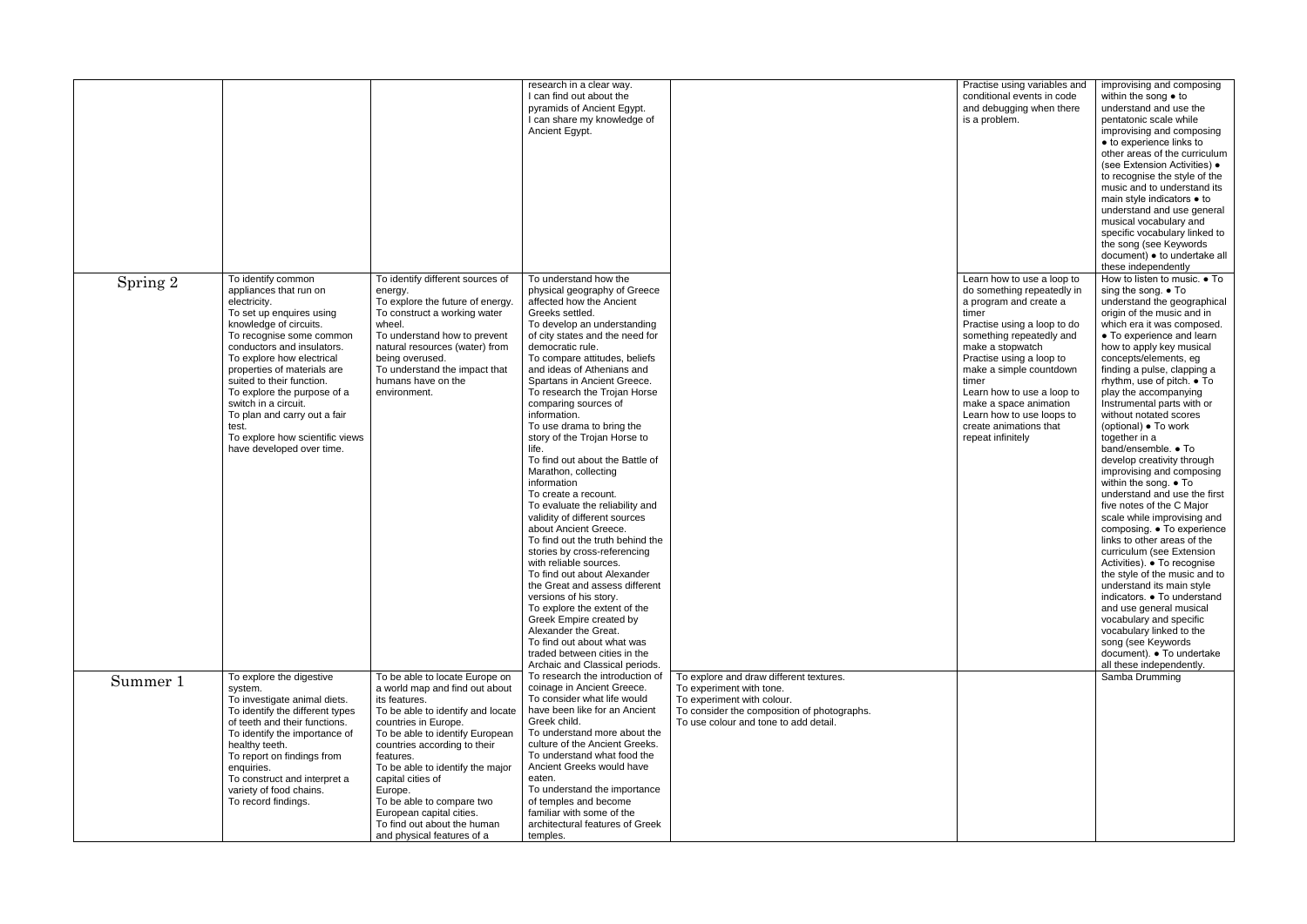| | | | | | | |
|---|---|---|---|---|---|---|
| | | | research in a clear way.<br>I can find out about the pyramids of Ancient Egypt.<br>I can share my knowledge of Ancient Egypt. | | Practise using variables and conditional events in code and debugging when there is a problem. | improvising and composing within the song ● to understand and use the pentatonic scale while improvising and composing ● to experience links to other areas of the curriculum (see Extension Activities) ● to recognise the style of the music and to understand its main style indicators ● to understand and use general musical vocabulary and specific vocabulary linked to the song (see Keywords document) ● to undertake all these independently |
| Spring 2 | To identify common appliances that run on electricity.<br>To set up enquires using knowledge of circuits.<br>To recognise some common conductors and insulators.<br>To explore how electrical properties of materials are suited to their function.<br>To explore the purpose of a switch in a circuit.<br>To plan and carry out a fair test.<br>To explore how scientific views have developed over time. | To identify different sources of energy.<br>To explore the future of energy.<br>To construct a working water wheel.<br>To understand how to prevent natural resources (water) from being overused.<br>To understand the impact that humans have on the environment. | To understand how the physical geography of Greece affected how the Ancient Greeks settled.<br>To develop an understanding of city states and the need for democratic rule.<br>To compare attitudes, beliefs and ideas of Athenians and Spartans in Ancient Greece.<br>To research the Trojan Horse comparing sources of information.<br>To use drama to bring the story of the Trojan Horse to life.<br>To find out about the Battle of Marathon, collecting information<br>To create a recount.<br>To evaluate the reliability and validity of different sources about Ancient Greece.<br>To find out the truth behind the stories by cross-referencing with reliable sources.<br>To find out about Alexander the Great and assess different versions of his story.<br>To explore the extent of the Greek Empire created by Alexander the Great.<br>To find out about what was traded between cities in the Archaic and Classical periods. | | Learn how to use a loop to do something repeatedly in a program and create a timer<br>Practise using a loop to do something repeatedly and make a stopwatch<br>Practise using a loop to make a simple countdown timer<br>Learn how to use a loop to make a space animation<br>Learn how to use loops to create animations that repeat infinitely | How to listen to music. ● To sing the song. ● To understand the geographical origin of the music and in which era it was composed. ● To experience and learn how to apply key musical concepts/elements, eg finding a pulse, clapping a rhythm, use of pitch. ● To play the accompanying Instrumental parts with or without notated scores (optional) ● To work together in a band/ensemble. ● To develop creativity through improvising and composing within the song. ● To understand and use the first five notes of the C Major scale while improvising and composing. ● To experience links to other areas of the curriculum (see Extension Activities). ● To recognise the style of the music and to understand its main style indicators. ● To understand and use general musical vocabulary and specific vocabulary linked to the song (see Keywords document). ● To undertake all these independently. |
| Summer 1 | To explore the digestive system.<br>To investigate animal diets.<br>To identify the different types of teeth and their functions.<br>To identify the importance of healthy teeth.<br>To report on findings from enquiries.<br>To construct and interpret a variety of food chains.<br>To record findings. | To be able to locate Europe on a world map and find out about its features.<br>To be able to identify and locate countries in Europe.<br>To be able to identify European countries according to their features.<br>To be able to identify the major capital cities of Europe.<br>To be able to compare two European capital cities.<br>To find out about the human and physical features of a | To research the introduction of coinage in Ancient Greece.<br>To consider what life would have been like for an Ancient Greek child.<br>To understand more about the culture of the Ancient Greeks.<br>To understand what food the Ancient Greeks would have eaten.<br>To understand the importance of temples and become familiar with some of the architectural features of Greek temples. | To explore and draw different textures.<br>To experiment with tone.<br>To experiment with colour.<br>To consider the composition of photographs.<br>To use colour and tone to add detail. | | Samba Drumming |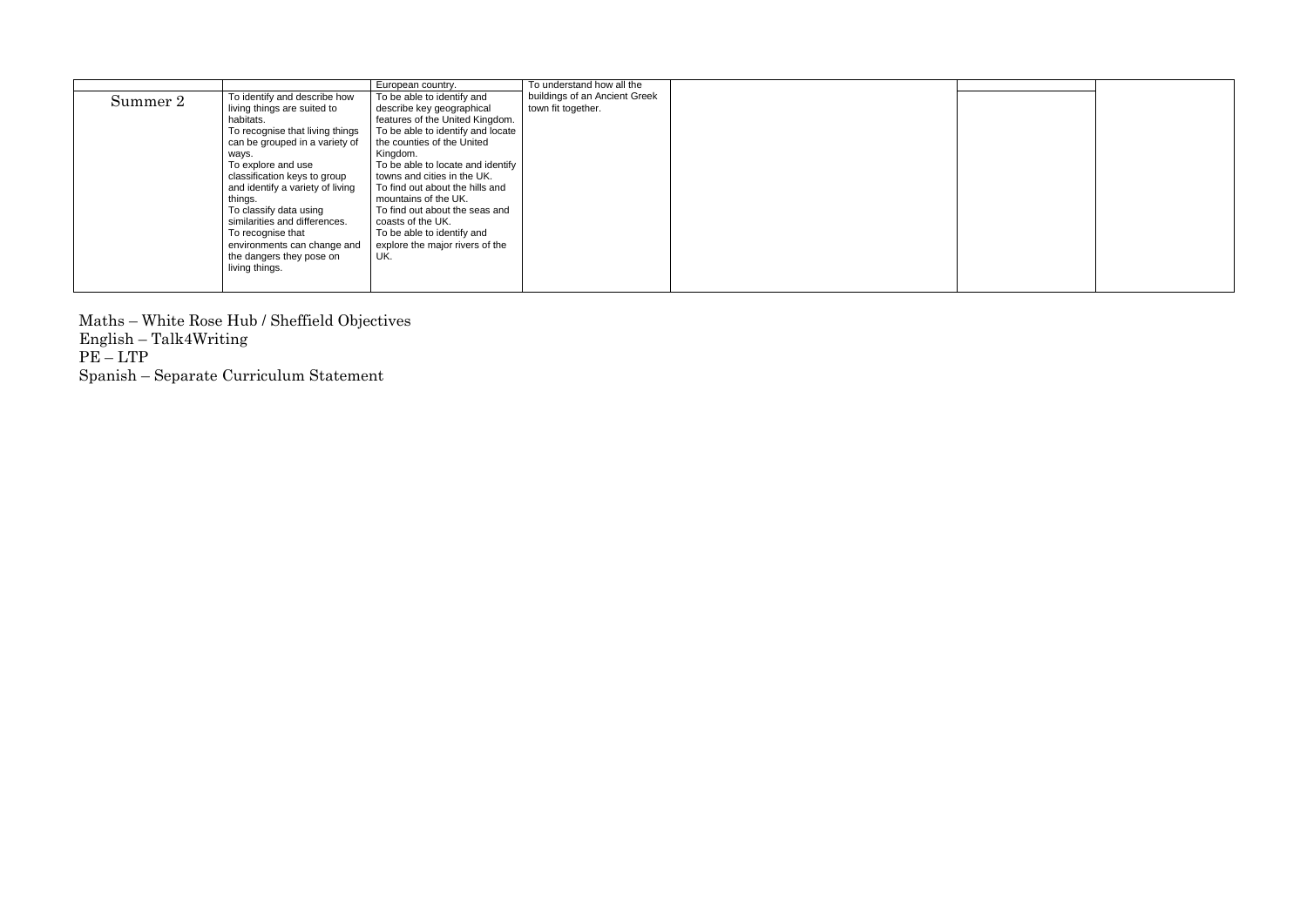| | | | | | | |
|---|---|---|---|---|---|---|
| | | European country. | To understand how all the | | | |
| Summer 2 | To identify and describe how living things are suited to habitats.<br>To recognise that living things can be grouped in a variety of ways.<br>To explore and use classification keys to group and identify a variety of living things.<br>To classify data using similarities and differences.<br>To recognise that environments can change and the dangers they pose on living things. | To be able to identify and describe key geographical features of the United Kingdom.<br>To be able to identify and locate the counties of the United Kingdom.<br>To be able to locate and identify towns and cities in the UK.<br>To find out about the hills and mountains of the UK.<br>To find out about the seas and coasts of the UK.<br>To be able to identify and explore the major rivers of the UK. | buildings of an Ancient Greek town fit together. | | | |

Maths – White Rose Hub / Sheffield Objectives
English – Talk4Writing
PE – LTP
Spanish – Separate Curriculum Statement